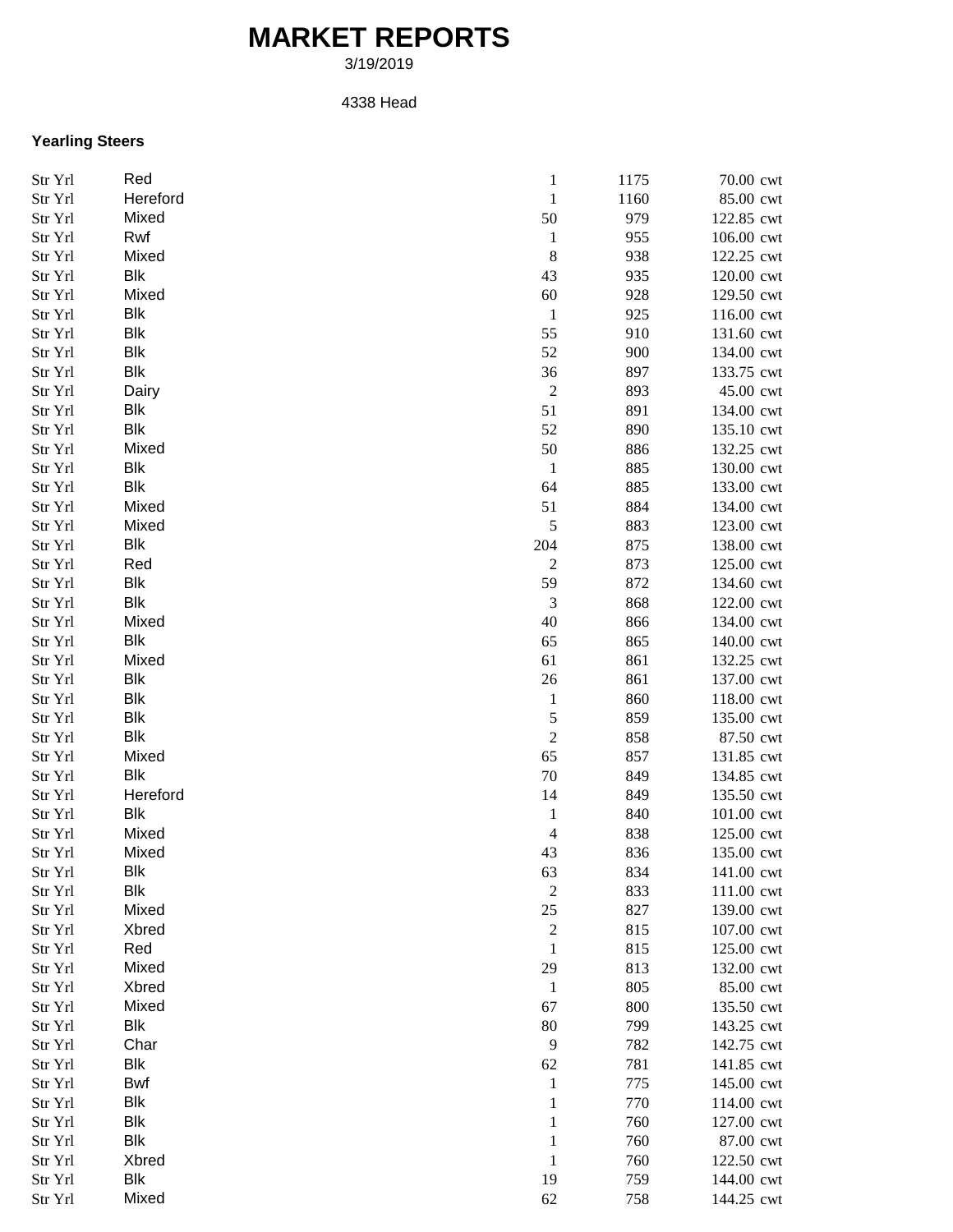# MARKET REPORTS

3/19/2019

4338 Head

### Yearling Steers

| | | | | | |
|---|---|---|---|---|---|
| Str Yrl | Red | 1 | 1175 | 70.00 | cwt |
| Str Yrl | Hereford | 1 | 1160 | 85.00 | cwt |
| Str Yrl | Mixed | 50 | 979 | 122.85 | cwt |
| Str Yrl | Rwf | 1 | 955 | 106.00 | cwt |
| Str Yrl | Mixed | 8 | 938 | 122.25 | cwt |
| Str Yrl | Blk | 43 | 935 | 120.00 | cwt |
| Str Yrl | Mixed | 60 | 928 | 129.50 | cwt |
| Str Yrl | Blk | 1 | 925 | 116.00 | cwt |
| Str Yrl | Blk | 55 | 910 | 131.60 | cwt |
| Str Yrl | Blk | 52 | 900 | 134.00 | cwt |
| Str Yrl | Blk | 36 | 897 | 133.75 | cwt |
| Str Yrl | Dairy | 2 | 893 | 45.00 | cwt |
| Str Yrl | Blk | 51 | 891 | 134.00 | cwt |
| Str Yrl | Blk | 52 | 890 | 135.10 | cwt |
| Str Yrl | Mixed | 50 | 886 | 132.25 | cwt |
| Str Yrl | Blk | 1 | 885 | 130.00 | cwt |
| Str Yrl | Blk | 64 | 885 | 133.00 | cwt |
| Str Yrl | Mixed | 51 | 884 | 134.00 | cwt |
| Str Yrl | Mixed | 5 | 883 | 123.00 | cwt |
| Str Yrl | Blk | 204 | 875 | 138.00 | cwt |
| Str Yrl | Red | 2 | 873 | 125.00 | cwt |
| Str Yrl | Blk | 59 | 872 | 134.60 | cwt |
| Str Yrl | Blk | 3 | 868 | 122.00 | cwt |
| Str Yrl | Mixed | 40 | 866 | 134.00 | cwt |
| Str Yrl | Blk | 65 | 865 | 140.00 | cwt |
| Str Yrl | Mixed | 61 | 861 | 132.25 | cwt |
| Str Yrl | Blk | 26 | 861 | 137.00 | cwt |
| Str Yrl | Blk | 1 | 860 | 118.00 | cwt |
| Str Yrl | Blk | 5 | 859 | 135.00 | cwt |
| Str Yrl | Blk | 2 | 858 | 87.50 | cwt |
| Str Yrl | Mixed | 65 | 857 | 131.85 | cwt |
| Str Yrl | Blk | 70 | 849 | 134.85 | cwt |
| Str Yrl | Hereford | 14 | 849 | 135.50 | cwt |
| Str Yrl | Blk | 1 | 840 | 101.00 | cwt |
| Str Yrl | Mixed | 4 | 838 | 125.00 | cwt |
| Str Yrl | Mixed | 43 | 836 | 135.00 | cwt |
| Str Yrl | Blk | 63 | 834 | 141.00 | cwt |
| Str Yrl | Blk | 2 | 833 | 111.00 | cwt |
| Str Yrl | Mixed | 25 | 827 | 139.00 | cwt |
| Str Yrl | Xbred | 2 | 815 | 107.00 | cwt |
| Str Yrl | Red | 1 | 815 | 125.00 | cwt |
| Str Yrl | Mixed | 29 | 813 | 132.00 | cwt |
| Str Yrl | Xbred | 1 | 805 | 85.00 | cwt |
| Str Yrl | Mixed | 67 | 800 | 135.50 | cwt |
| Str Yrl | Blk | 80 | 799 | 143.25 | cwt |
| Str Yrl | Char | 9 | 782 | 142.75 | cwt |
| Str Yrl | Blk | 62 | 781 | 141.85 | cwt |
| Str Yrl | Bwf | 1 | 775 | 145.00 | cwt |
| Str Yrl | Blk | 1 | 770 | 114.00 | cwt |
| Str Yrl | Blk | 1 | 760 | 127.00 | cwt |
| Str Yrl | Blk | 1 | 760 | 87.00 | cwt |
| Str Yrl | Xbred | 1 | 760 | 122.50 | cwt |
| Str Yrl | Blk | 19 | 759 | 144.00 | cwt |
| Str Yrl | Mixed | 62 | 758 | 144.25 | cwt |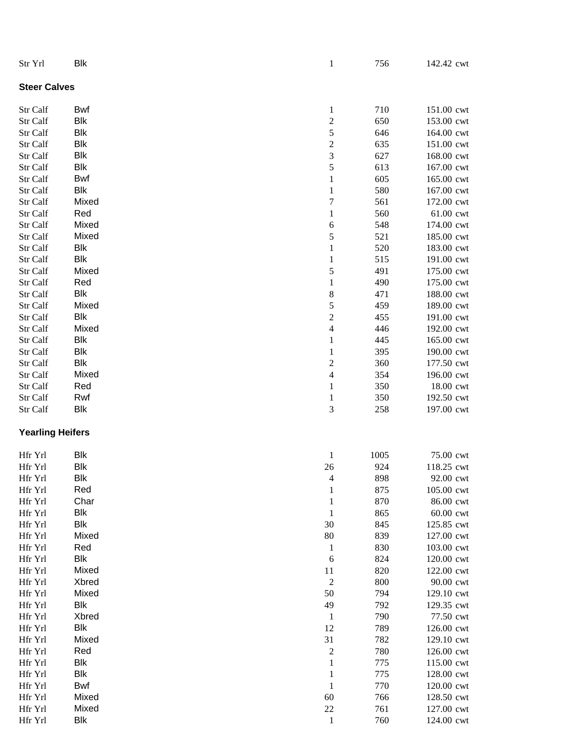| | | | | |
|---|---|---|---|---|
| Str Yrl | Blk | 1 | 756 | 142.42 cwt |

**Steer Calves**

| | | | | |
|---|---|---|---|---|
| Str Calf | Bwf | 1 | 710 | 151.00 cwt |
| Str Calf | Blk | 2 | 650 | 153.00 cwt |
| Str Calf | Blk | 5 | 646 | 164.00 cwt |
| Str Calf | Blk | 2 | 635 | 151.00 cwt |
| Str Calf | Blk | 3 | 627 | 168.00 cwt |
| Str Calf | Blk | 5 | 613 | 167.00 cwt |
| Str Calf | Bwf | 1 | 605 | 165.00 cwt |
| Str Calf | Blk | 1 | 580 | 167.00 cwt |
| Str Calf | Mixed | 7 | 561 | 172.00 cwt |
| Str Calf | Red | 1 | 560 | 61.00 cwt |
| Str Calf | Mixed | 6 | 548 | 174.00 cwt |
| Str Calf | Mixed | 5 | 521 | 185.00 cwt |
| Str Calf | Blk | 1 | 520 | 183.00 cwt |
| Str Calf | Blk | 1 | 515 | 191.00 cwt |
| Str Calf | Mixed | 5 | 491 | 175.00 cwt |
| Str Calf | Red | 1 | 490 | 175.00 cwt |
| Str Calf | Blk | 8 | 471 | 188.00 cwt |
| Str Calf | Mixed | 5 | 459 | 189.00 cwt |
| Str Calf | Blk | 2 | 455 | 191.00 cwt |
| Str Calf | Mixed | 4 | 446 | 192.00 cwt |
| Str Calf | Blk | 1 | 445 | 165.00 cwt |
| Str Calf | Blk | 1 | 395 | 190.00 cwt |
| Str Calf | Blk | 2 | 360 | 177.50 cwt |
| Str Calf | Mixed | 4 | 354 | 196.00 cwt |
| Str Calf | Red | 1 | 350 | 18.00 cwt |
| Str Calf | Rwf | 1 | 350 | 192.50 cwt |
| Str Calf | Blk | 3 | 258 | 197.00 cwt |

**Yearling Heifers**

| | | | | |
|---|---|---|---|---|
| Hfr Yrl | Blk | 1 | 1005 | 75.00 cwt |
| Hfr Yrl | Blk | 26 | 924 | 118.25 cwt |
| Hfr Yrl | Blk | 4 | 898 | 92.00 cwt |
| Hfr Yrl | Red | 1 | 875 | 105.00 cwt |
| Hfr Yrl | Char | 1 | 870 | 86.00 cwt |
| Hfr Yrl | Blk | 1 | 865 | 60.00 cwt |
| Hfr Yrl | Blk | 30 | 845 | 125.85 cwt |
| Hfr Yrl | Mixed | 80 | 839 | 127.00 cwt |
| Hfr Yrl | Red | 1 | 830 | 103.00 cwt |
| Hfr Yrl | Blk | 6 | 824 | 120.00 cwt |
| Hfr Yrl | Mixed | 11 | 820 | 122.00 cwt |
| Hfr Yrl | Xbred | 2 | 800 | 90.00 cwt |
| Hfr Yrl | Mixed | 50 | 794 | 129.10 cwt |
| Hfr Yrl | Blk | 49 | 792 | 129.35 cwt |
| Hfr Yrl | Xbred | 1 | 790 | 77.50 cwt |
| Hfr Yrl | Blk | 12 | 789 | 126.00 cwt |
| Hfr Yrl | Mixed | 31 | 782 | 129.10 cwt |
| Hfr Yrl | Red | 2 | 780 | 126.00 cwt |
| Hfr Yrl | Blk | 1 | 775 | 115.00 cwt |
| Hfr Yrl | Blk | 1 | 775 | 128.00 cwt |
| Hfr Yrl | Bwf | 1 | 770 | 120.00 cwt |
| Hfr Yrl | Mixed | 60 | 766 | 128.50 cwt |
| Hfr Yrl | Mixed | 22 | 761 | 127.00 cwt |
| Hfr Yrl | Blk | 1 | 760 | 124.00 cwt |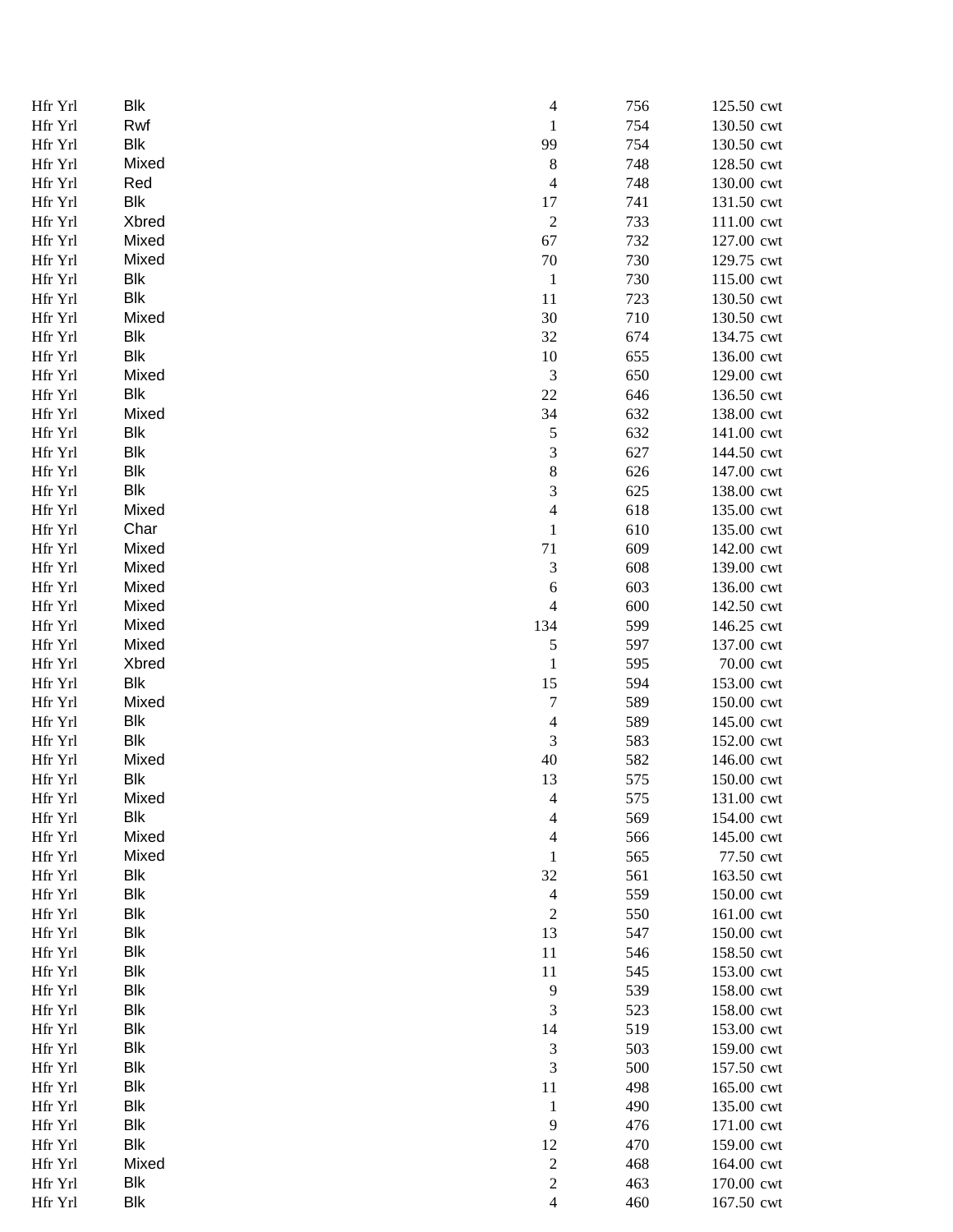| | | | | | |
|---|---|---|---|---|---|
| Hfr Yrl | Blk | 4 | 756 | 125.50 | cwt |
| Hfr Yrl | Rwf | 1 | 754 | 130.50 | cwt |
| Hfr Yrl | Blk | 99 | 754 | 130.50 | cwt |
| Hfr Yrl | Mixed | 8 | 748 | 128.50 | cwt |
| Hfr Yrl | Red | 4 | 748 | 130.00 | cwt |
| Hfr Yrl | Blk | 17 | 741 | 131.50 | cwt |
| Hfr Yrl | Xbred | 2 | 733 | 111.00 | cwt |
| Hfr Yrl | Mixed | 67 | 732 | 127.00 | cwt |
| Hfr Yrl | Mixed | 70 | 730 | 129.75 | cwt |
| Hfr Yrl | Blk | 1 | 730 | 115.00 | cwt |
| Hfr Yrl | Blk | 11 | 723 | 130.50 | cwt |
| Hfr Yrl | Mixed | 30 | 710 | 130.50 | cwt |
| Hfr Yrl | Blk | 32 | 674 | 134.75 | cwt |
| Hfr Yrl | Blk | 10 | 655 | 136.00 | cwt |
| Hfr Yrl | Mixed | 3 | 650 | 129.00 | cwt |
| Hfr Yrl | Blk | 22 | 646 | 136.50 | cwt |
| Hfr Yrl | Mixed | 34 | 632 | 138.00 | cwt |
| Hfr Yrl | Blk | 5 | 632 | 141.00 | cwt |
| Hfr Yrl | Blk | 3 | 627 | 144.50 | cwt |
| Hfr Yrl | Blk | 8 | 626 | 147.00 | cwt |
| Hfr Yrl | Blk | 3 | 625 | 138.00 | cwt |
| Hfr Yrl | Mixed | 4 | 618 | 135.00 | cwt |
| Hfr Yrl | Char | 1 | 610 | 135.00 | cwt |
| Hfr Yrl | Mixed | 71 | 609 | 142.00 | cwt |
| Hfr Yrl | Mixed | 3 | 608 | 139.00 | cwt |
| Hfr Yrl | Mixed | 6 | 603 | 136.00 | cwt |
| Hfr Yrl | Mixed | 4 | 600 | 142.50 | cwt |
| Hfr Yrl | Mixed | 134 | 599 | 146.25 | cwt |
| Hfr Yrl | Mixed | 5 | 597 | 137.00 | cwt |
| Hfr Yrl | Xbred | 1 | 595 | 70.00 | cwt |
| Hfr Yrl | Blk | 15 | 594 | 153.00 | cwt |
| Hfr Yrl | Mixed | 7 | 589 | 150.00 | cwt |
| Hfr Yrl | Blk | 4 | 589 | 145.00 | cwt |
| Hfr Yrl | Blk | 3 | 583 | 152.00 | cwt |
| Hfr Yrl | Mixed | 40 | 582 | 146.00 | cwt |
| Hfr Yrl | Blk | 13 | 575 | 150.00 | cwt |
| Hfr Yrl | Mixed | 4 | 575 | 131.00 | cwt |
| Hfr Yrl | Blk | 4 | 569 | 154.00 | cwt |
| Hfr Yrl | Mixed | 4 | 566 | 145.00 | cwt |
| Hfr Yrl | Mixed | 1 | 565 | 77.50 | cwt |
| Hfr Yrl | Blk | 32 | 561 | 163.50 | cwt |
| Hfr Yrl | Blk | 4 | 559 | 150.00 | cwt |
| Hfr Yrl | Blk | 2 | 550 | 161.00 | cwt |
| Hfr Yrl | Blk | 13 | 547 | 150.00 | cwt |
| Hfr Yrl | Blk | 11 | 546 | 158.50 | cwt |
| Hfr Yrl | Blk | 11 | 545 | 153.00 | cwt |
| Hfr Yrl | Blk | 9 | 539 | 158.00 | cwt |
| Hfr Yrl | Blk | 3 | 523 | 158.00 | cwt |
| Hfr Yrl | Blk | 14 | 519 | 153.00 | cwt |
| Hfr Yrl | Blk | 3 | 503 | 159.00 | cwt |
| Hfr Yrl | Blk | 3 | 500 | 157.50 | cwt |
| Hfr Yrl | Blk | 11 | 498 | 165.00 | cwt |
| Hfr Yrl | Blk | 1 | 490 | 135.00 | cwt |
| Hfr Yrl | Blk | 9 | 476 | 171.00 | cwt |
| Hfr Yrl | Blk | 12 | 470 | 159.00 | cwt |
| Hfr Yrl | Mixed | 2 | 468 | 164.00 | cwt |
| Hfr Yrl | Blk | 2 | 463 | 170.00 | cwt |
| Hfr Yrl | Blk | 4 | 460 | 167.50 | cwt |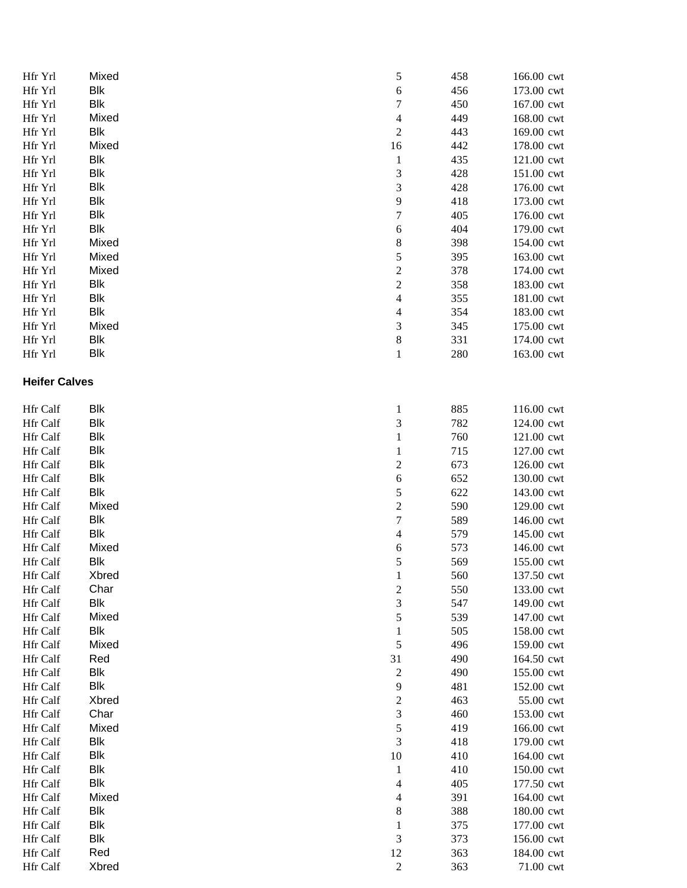| | | | | |
|---|---|---|---|---|
| Hfr Yrl | Mixed | 5 | 458 | 166.00 cwt |
| Hfr Yrl | Blk | 6 | 456 | 173.00 cwt |
| Hfr Yrl | Blk | 7 | 450 | 167.00 cwt |
| Hfr Yrl | Mixed | 4 | 449 | 168.00 cwt |
| Hfr Yrl | Blk | 2 | 443 | 169.00 cwt |
| Hfr Yrl | Mixed | 16 | 442 | 178.00 cwt |
| Hfr Yrl | Blk | 1 | 435 | 121.00 cwt |
| Hfr Yrl | Blk | 3 | 428 | 151.00 cwt |
| Hfr Yrl | Blk | 3 | 428 | 176.00 cwt |
| Hfr Yrl | Blk | 9 | 418 | 173.00 cwt |
| Hfr Yrl | Blk | 7 | 405 | 176.00 cwt |
| Hfr Yrl | Blk | 6 | 404 | 179.00 cwt |
| Hfr Yrl | Mixed | 8 | 398 | 154.00 cwt |
| Hfr Yrl | Mixed | 5 | 395 | 163.00 cwt |
| Hfr Yrl | Mixed | 2 | 378 | 174.00 cwt |
| Hfr Yrl | Blk | 2 | 358 | 183.00 cwt |
| Hfr Yrl | Blk | 4 | 355 | 181.00 cwt |
| Hfr Yrl | Blk | 4 | 354 | 183.00 cwt |
| Hfr Yrl | Mixed | 3 | 345 | 175.00 cwt |
| Hfr Yrl | Blk | 8 | 331 | 174.00 cwt |
| Hfr Yrl | Blk | 1 | 280 | 163.00 cwt |

**Heifer Calves**

| | | | | |
|---|---|---|---|---|
| Hfr Calf | Blk | 1 | 885 | 116.00 cwt |
| Hfr Calf | Blk | 3 | 782 | 124.00 cwt |
| Hfr Calf | Blk | 1 | 760 | 121.00 cwt |
| Hfr Calf | Blk | 1 | 715 | 127.00 cwt |
| Hfr Calf | Blk | 2 | 673 | 126.00 cwt |
| Hfr Calf | Blk | 6 | 652 | 130.00 cwt |
| Hfr Calf | Blk | 5 | 622 | 143.00 cwt |
| Hfr Calf | Mixed | 2 | 590 | 129.00 cwt |
| Hfr Calf | Blk | 7 | 589 | 146.00 cwt |
| Hfr Calf | Blk | 4 | 579 | 145.00 cwt |
| Hfr Calf | Mixed | 6 | 573 | 146.00 cwt |
| Hfr Calf | Blk | 5 | 569 | 155.00 cwt |
| Hfr Calf | Xbred | 1 | 560 | 137.50 cwt |
| Hfr Calf | Char | 2 | 550 | 133.00 cwt |
| Hfr Calf | Blk | 3 | 547 | 149.00 cwt |
| Hfr Calf | Mixed | 5 | 539 | 147.00 cwt |
| Hfr Calf | Blk | 1 | 505 | 158.00 cwt |
| Hfr Calf | Mixed | 5 | 496 | 159.00 cwt |
| Hfr Calf | Red | 31 | 490 | 164.50 cwt |
| Hfr Calf | Blk | 2 | 490 | 155.00 cwt |
| Hfr Calf | Blk | 9 | 481 | 152.00 cwt |
| Hfr Calf | Xbred | 2 | 463 | 55.00 cwt |
| Hfr Calf | Char | 3 | 460 | 153.00 cwt |
| Hfr Calf | Mixed | 5 | 419 | 166.00 cwt |
| Hfr Calf | Blk | 3 | 418 | 179.00 cwt |
| Hfr Calf | Blk | 10 | 410 | 164.00 cwt |
| Hfr Calf | Blk | 1 | 410 | 150.00 cwt |
| Hfr Calf | Blk | 4 | 405 | 177.50 cwt |
| Hfr Calf | Mixed | 4 | 391 | 164.00 cwt |
| Hfr Calf | Blk | 8 | 388 | 180.00 cwt |
| Hfr Calf | Blk | 1 | 375 | 177.00 cwt |
| Hfr Calf | Blk | 3 | 373 | 156.00 cwt |
| Hfr Calf | Red | 12 | 363 | 184.00 cwt |
| Hfr Calf | Xbred | 2 | 363 | 71.00 cwt |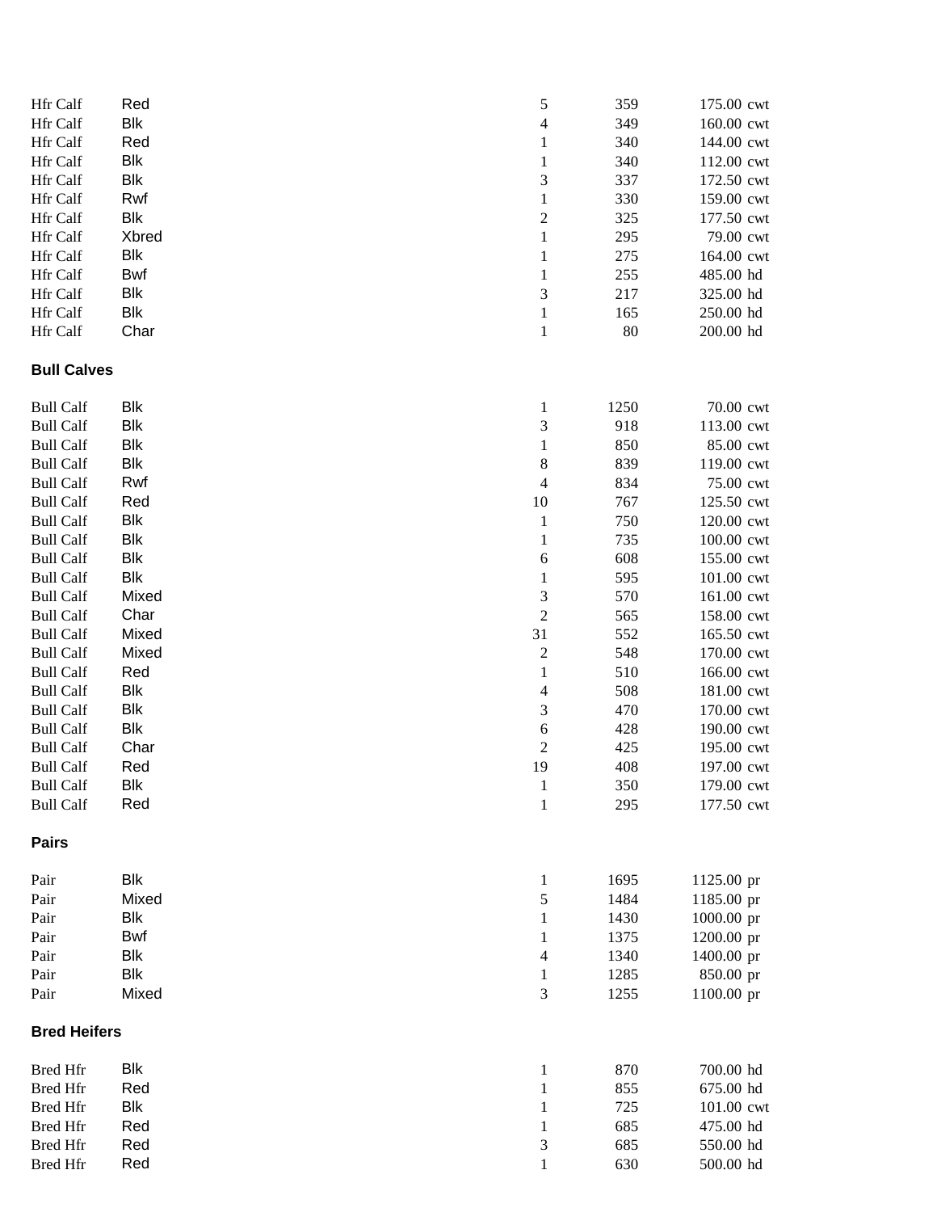| | | | | |
|---|---|---|---|---|
| Hfr Calf | Red | 5 | 359 | 175.00 cwt |
| Hfr Calf | Blk | 4 | 349 | 160.00 cwt |
| Hfr Calf | Red | 1 | 340 | 144.00 cwt |
| Hfr Calf | Blk | 1 | 340 | 112.00 cwt |
| Hfr Calf | Blk | 3 | 337 | 172.50 cwt |
| Hfr Calf | Rwf | 1 | 330 | 159.00 cwt |
| Hfr Calf | Blk | 2 | 325 | 177.50 cwt |
| Hfr Calf | Xbred | 1 | 295 | 79.00 cwt |
| Hfr Calf | Blk | 1 | 275 | 164.00 cwt |
| Hfr Calf | Bwf | 1 | 255 | 485.00 hd |
| Hfr Calf | Blk | 3 | 217 | 325.00 hd |
| Hfr Calf | Blk | 1 | 165 | 250.00 hd |
| Hfr Calf | Char | 1 | 80 | 200.00 hd |

**Bull Calves**

| | | | | |
|---|---|---|---|---|
| Bull Calf | Blk | 1 | 1250 | 70.00 cwt |
| Bull Calf | Blk | 3 | 918 | 113.00 cwt |
| Bull Calf | Blk | 1 | 850 | 85.00 cwt |
| Bull Calf | Blk | 8 | 839 | 119.00 cwt |
| Bull Calf | Rwf | 4 | 834 | 75.00 cwt |
| Bull Calf | Red | 10 | 767 | 125.50 cwt |
| Bull Calf | Blk | 1 | 750 | 120.00 cwt |
| Bull Calf | Blk | 1 | 735 | 100.00 cwt |
| Bull Calf | Blk | 6 | 608 | 155.00 cwt |
| Bull Calf | Blk | 1 | 595 | 101.00 cwt |
| Bull Calf | Mixed | 3 | 570 | 161.00 cwt |
| Bull Calf | Char | 2 | 565 | 158.00 cwt |
| Bull Calf | Mixed | 31 | 552 | 165.50 cwt |
| Bull Calf | Mixed | 2 | 548 | 170.00 cwt |
| Bull Calf | Red | 1 | 510 | 166.00 cwt |
| Bull Calf | Blk | 4 | 508 | 181.00 cwt |
| Bull Calf | Blk | 3 | 470 | 170.00 cwt |
| Bull Calf | Blk | 6 | 428 | 190.00 cwt |
| Bull Calf | Char | 2 | 425 | 195.00 cwt |
| Bull Calf | Red | 19 | 408 | 197.00 cwt |
| Bull Calf | Blk | 1 | 350 | 179.00 cwt |
| Bull Calf | Red | 1 | 295 | 177.50 cwt |

**Pairs**

| | | | | |
|---|---|---|---|---|
| Pair | Blk | 1 | 1695 | 1125.00 pr |
| Pair | Mixed | 5 | 1484 | 1185.00 pr |
| Pair | Blk | 1 | 1430 | 1000.00 pr |
| Pair | Bwf | 1 | 1375 | 1200.00 pr |
| Pair | Blk | 4 | 1340 | 1400.00 pr |
| Pair | Blk | 1 | 1285 | 850.00 pr |
| Pair | Mixed | 3 | 1255 | 1100.00 pr |

**Bred Heifers**

| | | | | |
|---|---|---|---|---|
| Bred Hfr | Blk | 1 | 870 | 700.00 hd |
| Bred Hfr | Red | 1 | 855 | 675.00 hd |
| Bred Hfr | Blk | 1 | 725 | 101.00 cwt |
| Bred Hfr | Red | 1 | 685 | 475.00 hd |
| Bred Hfr | Red | 3 | 685 | 550.00 hd |
| Bred Hfr | Red | 1 | 630 | 500.00 hd |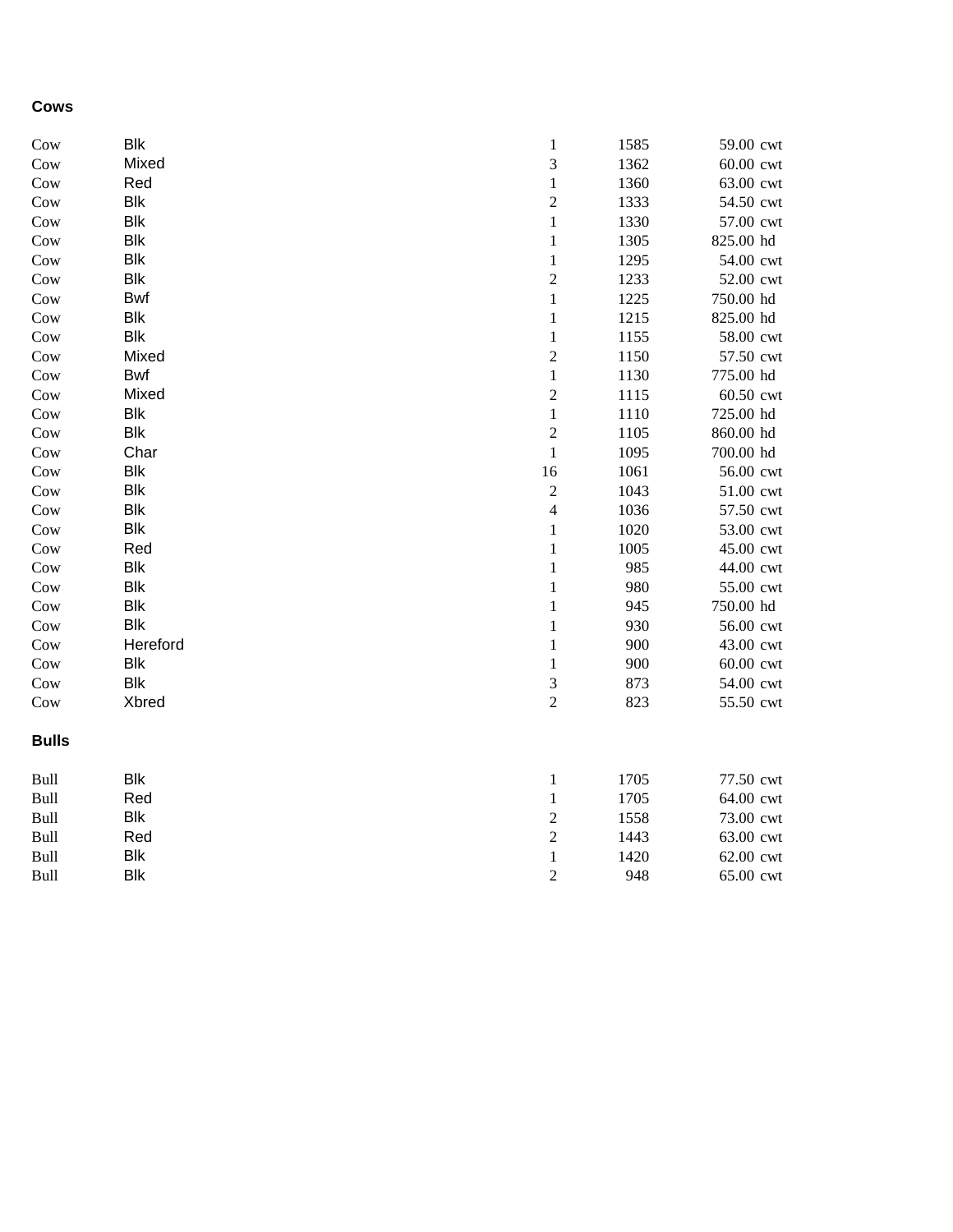**Cows**

| | | | | | |
|---|---|---|---|---|---|
| Cow | Blk | 1 | 1585 | 59.00 | cwt |
| Cow | Mixed | 3 | 1362 | 60.00 | cwt |
| Cow | Red | 1 | 1360 | 63.00 | cwt |
| Cow | Blk | 2 | 1333 | 54.50 | cwt |
| Cow | Blk | 1 | 1330 | 57.00 | cwt |
| Cow | Blk | 1 | 1305 | 825.00 | hd |
| Cow | Blk | 1 | 1295 | 54.00 | cwt |
| Cow | Blk | 2 | 1233 | 52.00 | cwt |
| Cow | Bwf | 1 | 1225 | 750.00 | hd |
| Cow | Blk | 1 | 1215 | 825.00 | hd |
| Cow | Blk | 1 | 1155 | 58.00 | cwt |
| Cow | Mixed | 2 | 1150 | 57.50 | cwt |
| Cow | Bwf | 1 | 1130 | 775.00 | hd |
| Cow | Mixed | 2 | 1115 | 60.50 | cwt |
| Cow | Blk | 1 | 1110 | 725.00 | hd |
| Cow | Blk | 2 | 1105 | 860.00 | hd |
| Cow | Char | 1 | 1095 | 700.00 | hd |
| Cow | Blk | 16 | 1061 | 56.00 | cwt |
| Cow | Blk | 2 | 1043 | 51.00 | cwt |
| Cow | Blk | 4 | 1036 | 57.50 | cwt |
| Cow | Blk | 1 | 1020 | 53.00 | cwt |
| Cow | Red | 1 | 1005 | 45.00 | cwt |
| Cow | Blk | 1 | 985 | 44.00 | cwt |
| Cow | Blk | 1 | 980 | 55.00 | cwt |
| Cow | Blk | 1 | 945 | 750.00 | hd |
| Cow | Blk | 1 | 930 | 56.00 | cwt |
| Cow | Hereford | 1 | 900 | 43.00 | cwt |
| Cow | Blk | 1 | 900 | 60.00 | cwt |
| Cow | Blk | 3 | 873 | 54.00 | cwt |
| Cow | Xbred | 2 | 823 | 55.50 | cwt |

**Bulls**

| | | | | | |
|---|---|---|---|---|---|
| Bull | Blk | 1 | 1705 | 77.50 | cwt |
| Bull | Red | 1 | 1705 | 64.00 | cwt |
| Bull | Blk | 2 | 1558 | 73.00 | cwt |
| Bull | Red | 2 | 1443 | 63.00 | cwt |
| Bull | Blk | 1 | 1420 | 62.00 | cwt |
| Bull | Blk | 2 | 948 | 65.00 | cwt |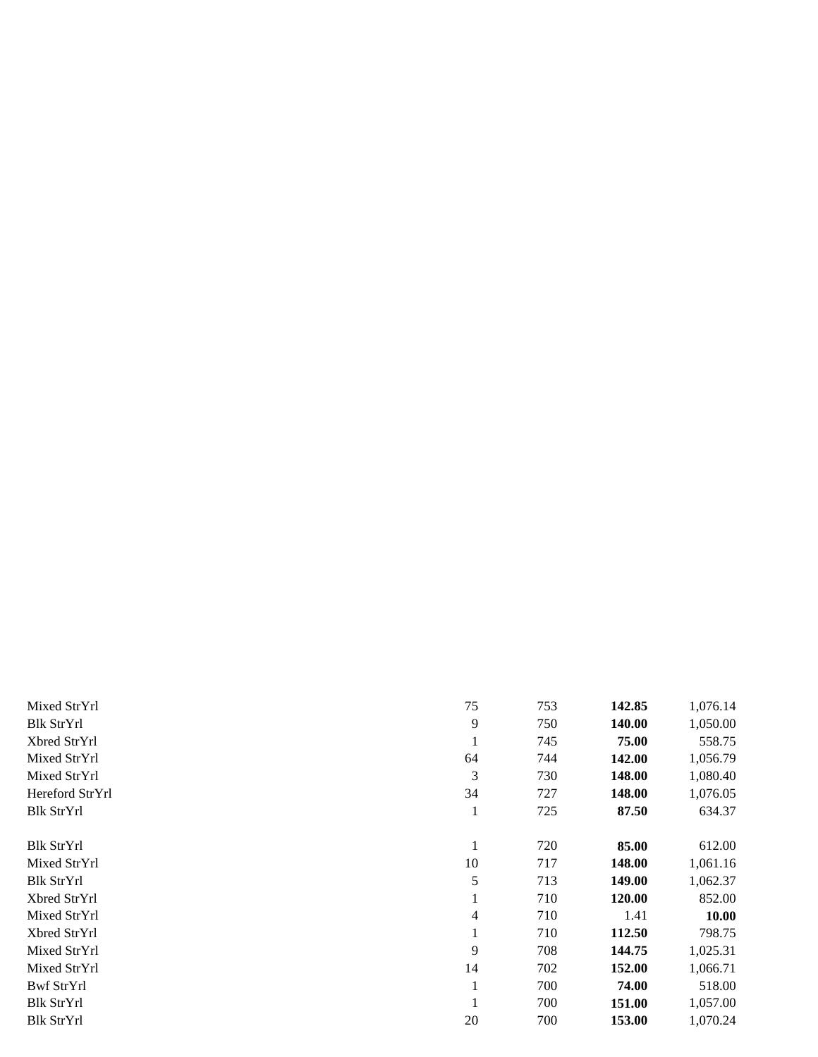| | | | | |
|---|---|---|---|---|
| Mixed StrYrl | 75 | 753 | **142.85** | 1,076.14 |
| Blk StrYrl | 9 | 750 | **140.00** | 1,050.00 |
| Xbred StrYrl | 1 | 745 | **75.00** | 558.75 |
| Mixed StrYrl | 64 | 744 | **142.00** | 1,056.79 |
| Mixed StrYrl | 3 | 730 | **148.00** | 1,080.40 |
| Hereford StrYrl | 34 | 727 | **148.00** | 1,076.05 |
| Blk StrYrl | 1 | 725 | **87.50** | 634.37 |
| Blk StrYrl | 1 | 720 | **85.00** | 612.00 |
| Mixed StrYrl | 10 | 717 | **148.00** | 1,061.16 |
| Blk StrYrl | 5 | 713 | **149.00** | 1,062.37 |
| Xbred StrYrl | 1 | 710 | **120.00** | 852.00 |
| Mixed StrYrl | 4 | 710 | 1.41 | **10.00** |
| Xbred StrYrl | 1 | 710 | **112.50** | 798.75 |
| Mixed StrYrl | 9 | 708 | **144.75** | 1,025.31 |
| Mixed StrYrl | 14 | 702 | **152.00** | 1,066.71 |
| Bwf StrYrl | 1 | 700 | **74.00** | 518.00 |
| Blk StrYrl | 1 | 700 | **151.00** | 1,057.00 |
| Blk StrYrl | 20 | 700 | **153.00** | 1,070.24 |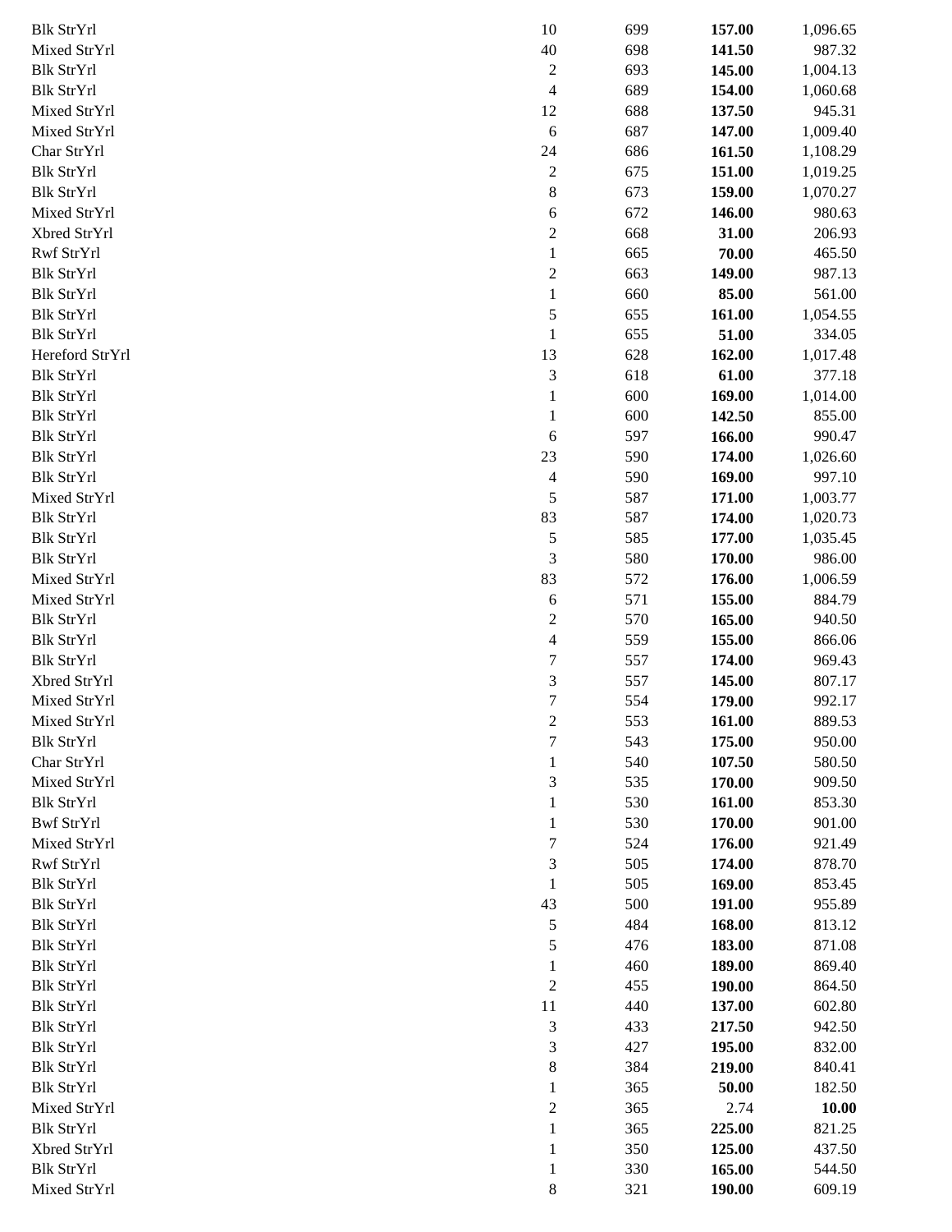| | | | | |
|---|---|---|---|---|
| Blk StrYrl | 10 | 699 | **157.00** | 1,096.65 |
| Mixed StrYrl | 40 | 698 | **141.50** | 987.32 |
| Blk StrYrl | 2 | 693 | **145.00** | 1,004.13 |
| Blk StrYrl | 4 | 689 | **154.00** | 1,060.68 |
| Mixed StrYrl | 12 | 688 | **137.50** | 945.31 |
| Mixed StrYrl | 6 | 687 | **147.00** | 1,009.40 |
| Char StrYrl | 24 | 686 | **161.50** | 1,108.29 |
| Blk StrYrl | 2 | 675 | **151.00** | 1,019.25 |
| Blk StrYrl | 8 | 673 | **159.00** | 1,070.27 |
| Mixed StrYrl | 6 | 672 | **146.00** | 980.63 |
| Xbred StrYrl | 2 | 668 | **31.00** | 206.93 |
| Rwf StrYrl | 1 | 665 | **70.00** | 465.50 |
| Blk StrYrl | 2 | 663 | **149.00** | 987.13 |
| Blk StrYrl | 1 | 660 | **85.00** | 561.00 |
| Blk StrYrl | 5 | 655 | **161.00** | 1,054.55 |
| Blk StrYrl | 1 | 655 | **51.00** | 334.05 |
| Hereford StrYrl | 13 | 628 | **162.00** | 1,017.48 |
| Blk StrYrl | 3 | 618 | **61.00** | 377.18 |
| Blk StrYrl | 1 | 600 | **169.00** | 1,014.00 |
| Blk StrYrl | 1 | 600 | **142.50** | 855.00 |
| Blk StrYrl | 6 | 597 | **166.00** | 990.47 |
| Blk StrYrl | 23 | 590 | **174.00** | 1,026.60 |
| Blk StrYrl | 4 | 590 | **169.00** | 997.10 |
| Mixed StrYrl | 5 | 587 | **171.00** | 1,003.77 |
| Blk StrYrl | 83 | 587 | **174.00** | 1,020.73 |
| Blk StrYrl | 5 | 585 | **177.00** | 1,035.45 |
| Blk StrYrl | 3 | 580 | **170.00** | 986.00 |
| Mixed StrYrl | 83 | 572 | **176.00** | 1,006.59 |
| Mixed StrYrl | 6 | 571 | **155.00** | 884.79 |
| Blk StrYrl | 2 | 570 | **165.00** | 940.50 |
| Blk StrYrl | 4 | 559 | **155.00** | 866.06 |
| Blk StrYrl | 7 | 557 | **174.00** | 969.43 |
| Xbred StrYrl | 3 | 557 | **145.00** | 807.17 |
| Mixed StrYrl | 7 | 554 | **179.00** | 992.17 |
| Mixed StrYrl | 2 | 553 | **161.00** | 889.53 |
| Blk StrYrl | 7 | 543 | **175.00** | 950.00 |
| Char StrYrl | 1 | 540 | **107.50** | 580.50 |
| Mixed StrYrl | 3 | 535 | **170.00** | 909.50 |
| Blk StrYrl | 1 | 530 | **161.00** | 853.30 |
| Bwf StrYrl | 1 | 530 | **170.00** | 901.00 |
| Mixed StrYrl | 7 | 524 | **176.00** | 921.49 |
| Rwf StrYrl | 3 | 505 | **174.00** | 878.70 |
| Blk StrYrl | 1 | 505 | **169.00** | 853.45 |
| Blk StrYrl | 43 | 500 | **191.00** | 955.89 |
| Blk StrYrl | 5 | 484 | **168.00** | 813.12 |
| Blk StrYrl | 5 | 476 | **183.00** | 871.08 |
| Blk StrYrl | 1 | 460 | **189.00** | 869.40 |
| Blk StrYrl | 2 | 455 | **190.00** | 864.50 |
| Blk StrYrl | 11 | 440 | **137.00** | 602.80 |
| Blk StrYrl | 3 | 433 | **217.50** | 942.50 |
| Blk StrYrl | 3 | 427 | **195.00** | 832.00 |
| Blk StrYrl | 8 | 384 | **219.00** | 840.41 |
| Blk StrYrl | 1 | 365 | **50.00** | 182.50 |
| Mixed StrYrl | 2 | 365 | 2.74 | **10.00** |
| Blk StrYrl | 1 | 365 | **225.00** | 821.25 |
| Xbred StrYrl | 1 | 350 | **125.00** | 437.50 |
| Blk StrYrl | 1 | 330 | **165.00** | 544.50 |
| Mixed StrYrl | 8 | 321 | **190.00** | 609.19 |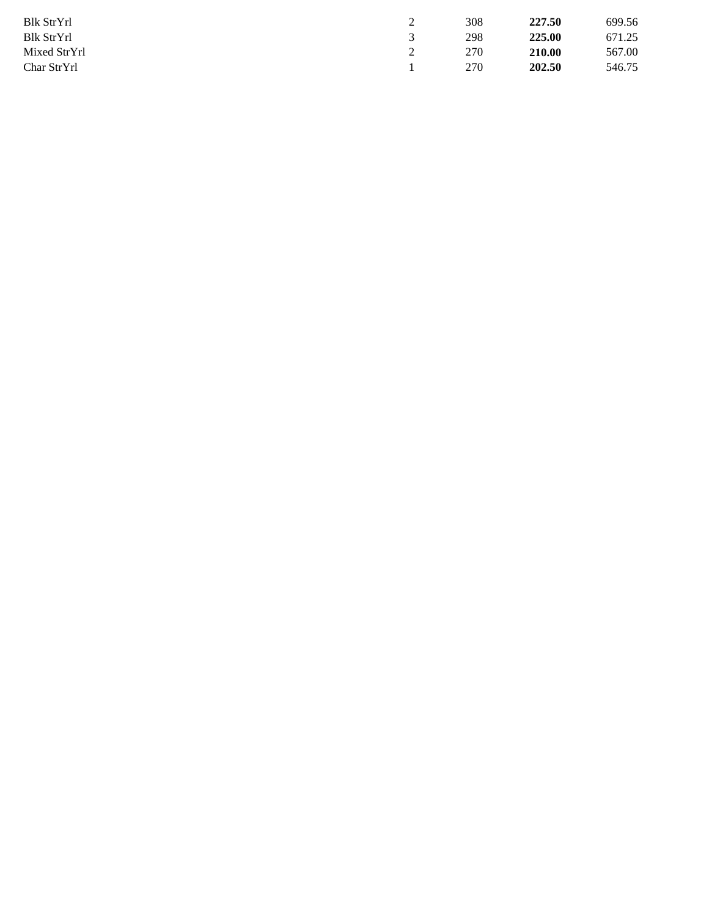| | | | | |
|---|---|---|---|---|
| Blk StrYrl | 2 | 308 | **227.50** | 699.56 |
| Blk StrYrl | 3 | 298 | **225.00** | 671.25 |
| Mixed StrYrl | 2 | 270 | **210.00** | 567.00 |
| Char StrYrl | 1 | 270 | **202.50** | 546.75 |